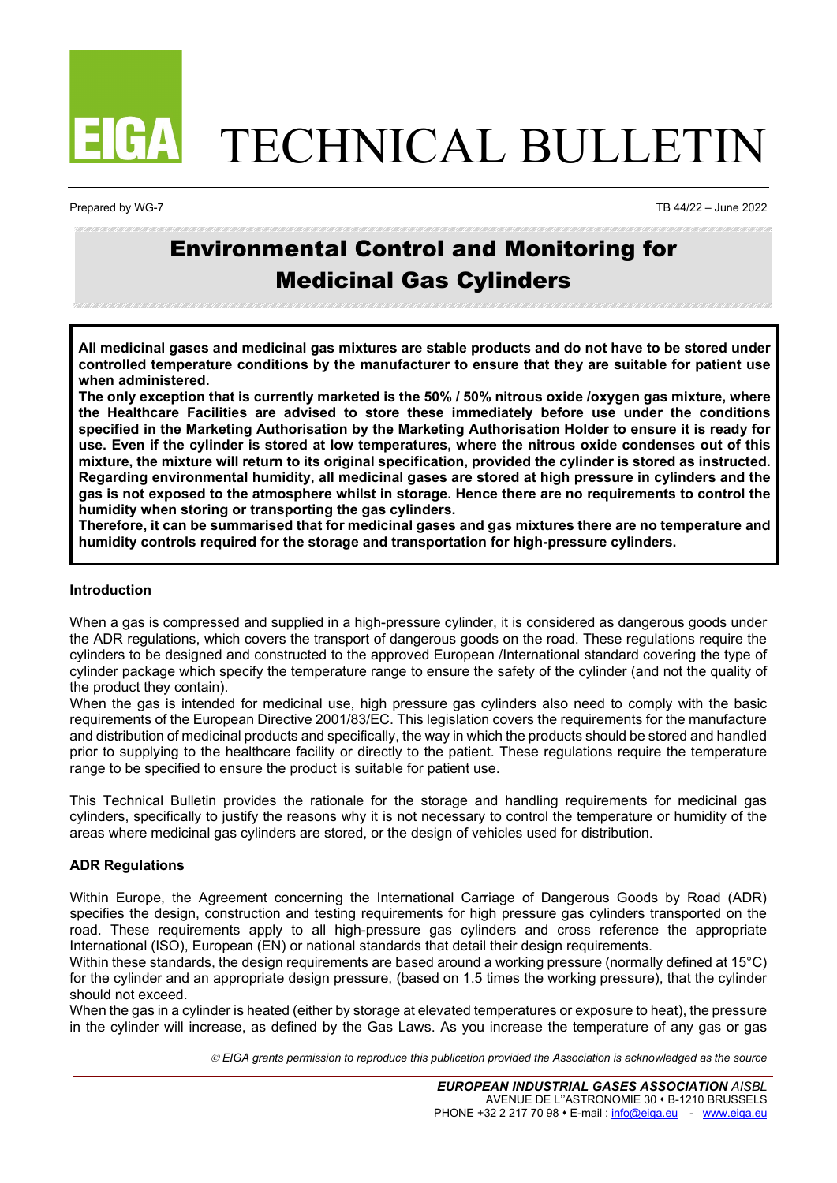# TECHNICAL BULLETIN

Prepared by WG-7

TB 44/22 – June 2022

# Environmental Control and Monitoring for Medicinal Gas Cylinders

**All medicinal gases and medicinal gas mixtures are stable products and do not have to be stored under controlled temperature conditions by the manufacturer to ensure that they are suitable for patient use when administered.**

**The only exception that is currently marketed is the 50% / 50% nitrous oxide /oxygen gas mixture, where the Healthcare Facilities are advised to store these immediately before use under the conditions specified in the Marketing Authorisation by the Marketing Authorisation Holder to ensure it is ready for use. Even if the cylinder is stored at low temperatures, where the nitrous oxide condenses out of this mixture, the mixture will return to its original specification, provided the cylinder is stored as instructed.**

**Regarding environmental humidity, all medicinal gases are stored at high pressure in cylinders and the gas is not exposed to the atmosphere whilst in storage. Hence there are no requirements to control the humidity when storing or transporting the gas cylinders.**

**Therefore, it can be summarised that for medicinal gases and gas mixtures there are no temperature and humidity controls required for the storage and transportation for high-pressure cylinders.**

## Introduction

When a gas is compressed and supplied in a high-pressure cylinder, it is considered as dangerous goods under the ADR regulations, which covers the transport of dangerous goods on the road. These regulations require the cylinders to be designed and constructed to the approved European /International standard covering the type of cylinder package which specify the temperature range to ensure the safety of the cylinder (and not the quality of the product they contain).

When the gas is intended for medicinal use, high pressure gas cylinders also need to comply with the basic requirements of the European Directive 2001/83/EC. This legislation covers the requirements for the manufacture and distribution of medicinal products and specifically, the way in which the products should be stored and handled prior to supplying to the healthcare facility or directly to the patient. These regulations require the temperature range to be specified to ensure the product is suitable for patient use.

This Technical Bulletin provides the rationale for the storage and handling requirements for medicinal gas cylinders, specifically to justify the reasons why it is not necessary to control the temperature or humidity of the areas where medicinal gas cylinders are stored, or the design of vehicles used for distribution.

## ADR Regulations

Within Europe, the Agreement concerning the International Carriage of Dangerous Goods by Road (ADR) specifies the design, construction and testing requirements for high pressure gas cylinders transported on the road. These requirements apply to all high-pressure gas cylinders and cross reference the appropriate International (ISO), European (EN) or national standards that detail their design requirements.

Within these standards, the design requirements are based around a working pressure (normally defined at 15°C) for the cylinder and an appropriate design pressure, (based on 1.5 times the working pressure), that the cylinder should not exceed.

When the gas in a cylinder is heated (either by storage at elevated temperatures or exposure to heat), the pressure in the cylinder will increase, as defined by the Gas Laws. As you increase the temperature of any gas or gas

*© EIGA grants permission to reproduce this publication provided the Association is acknowledged as the source*

**EUROPEAN INDUSTRIAL GASES ASSOCIATION** *AISBL*
AVENUE DE L'ASTRONOMIE 30 • B-1210 BRUSSELS
PHONE +32 2 217 70 98 • E-mail : info@eiga.eu - www.eiga.eu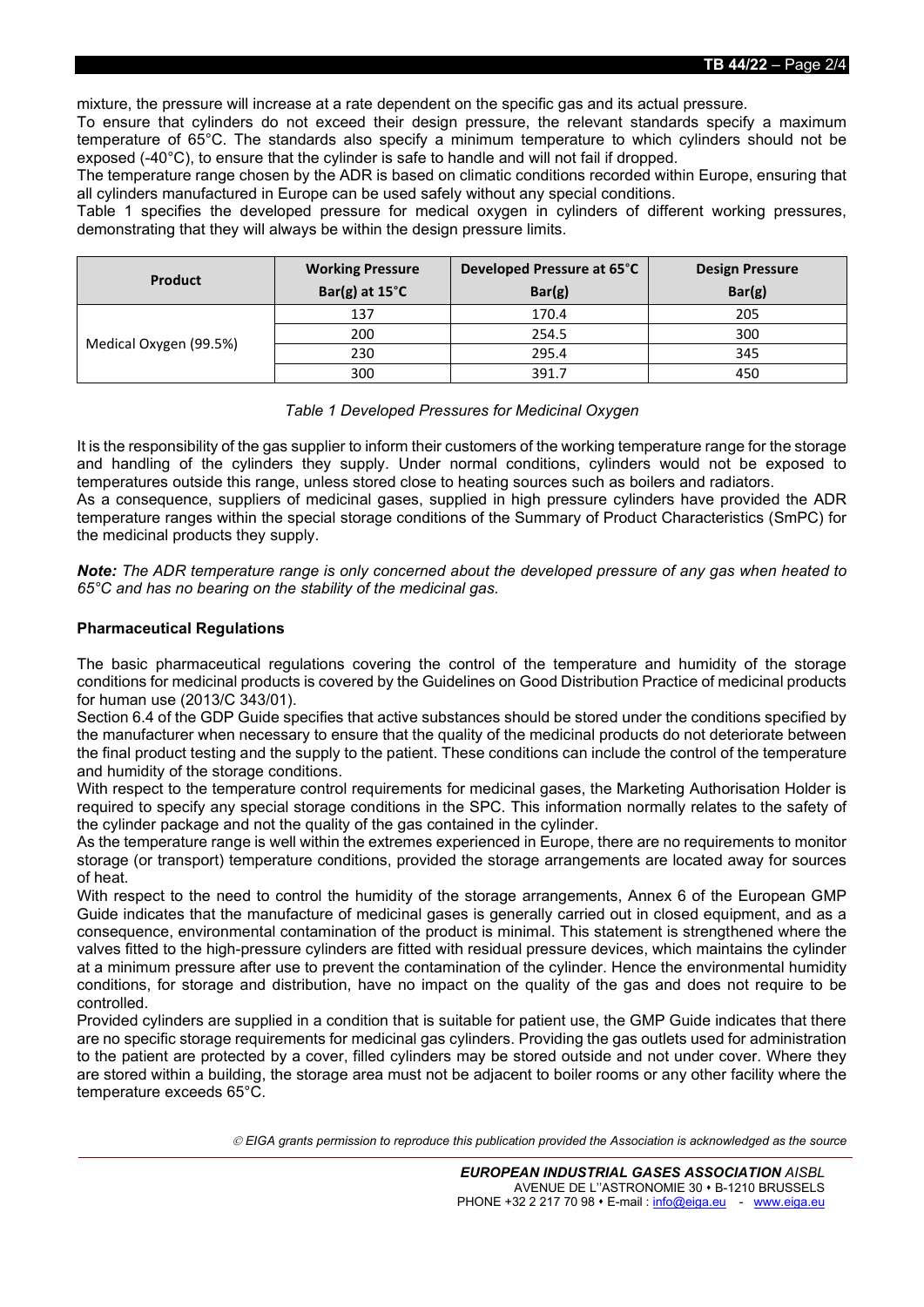mixture, the pressure will increase at a rate dependent on the specific gas and its actual pressure.

To ensure that cylinders do not exceed their design pressure, the relevant standards specify a maximum temperature of 65°C. The standards also specify a minimum temperature to which cylinders should not be exposed (-40°C), to ensure that the cylinder is safe to handle and will not fail if dropped.

The temperature range chosen by the ADR is based on climatic conditions recorded within Europe, ensuring that all cylinders manufactured in Europe can be used safely without any special conditions.

Table 1 specifies the developed pressure for medical oxygen in cylinders of different working pressures, demonstrating that they will always be within the design pressure limits.

| Product | Working Pressure Bar(g) at 15°C | Developed Pressure at 65°C Bar(g) | Design Pressure Bar(g) |
|---|---|---|---|
| Medical Oxygen (99.5%) | 137 | 170.4 | 205 |
| | 200 | 254.5 | 300 |
| | 230 | 295.4 | 345 |
| | 300 | 391.7 | 450 |

*Table 1 Developed Pressures for Medicinal Oxygen*

It is the responsibility of the gas supplier to inform their customers of the working temperature range for the storage and handling of the cylinders they supply. Under normal conditions, cylinders would not be exposed to temperatures outside this range, unless stored close to heating sources such as boilers and radiators.

As a consequence, suppliers of medicinal gases, supplied in high pressure cylinders have provided the ADR temperature ranges within the special storage conditions of the Summary of Product Characteristics (SmPC) for the medicinal products they supply.

***Note:*** *The ADR temperature range is only concerned about the developed pressure of any gas when heated to 65°C and has no bearing on the stability of the medicinal gas.*

### Pharmaceutical Regulations

The basic pharmaceutical regulations covering the control of the temperature and humidity of the storage conditions for medicinal products is covered by the Guidelines on Good Distribution Practice of medicinal products for human use (2013/C 343/01).

Section 6.4 of the GDP Guide specifies that active substances should be stored under the conditions specified by the manufacturer when necessary to ensure that the quality of the medicinal products do not deteriorate between the final product testing and the supply to the patient. These conditions can include the control of the temperature and humidity of the storage conditions.

With respect to the temperature control requirements for medicinal gases, the Marketing Authorisation Holder is required to specify any special storage conditions in the SPC. This information normally relates to the safety of the cylinder package and not the quality of the gas contained in the cylinder.

As the temperature range is well within the extremes experienced in Europe, there are no requirements to monitor storage (or transport) temperature conditions, provided the storage arrangements are located away for sources of heat.

With respect to the need to control the humidity of the storage arrangements, Annex 6 of the European GMP Guide indicates that the manufacture of medicinal gases is generally carried out in closed equipment, and as a consequence, environmental contamination of the product is minimal. This statement is strengthened where the valves fitted to the high-pressure cylinders are fitted with residual pressure devices, which maintains the cylinder at a minimum pressure after use to prevent the contamination of the cylinder. Hence the environmental humidity conditions, for storage and distribution, have no impact on the quality of the gas and does not require to be controlled.

Provided cylinders are supplied in a condition that is suitable for patient use, the GMP Guide indicates that there are no specific storage requirements for medicinal gas cylinders. Providing the gas outlets used for administration to the patient are protected by a cover, filled cylinders may be stored outside and not under cover. Where they are stored within a building, the storage area must not be adjacent to boiler rooms or any other facility where the temperature exceeds 65°C.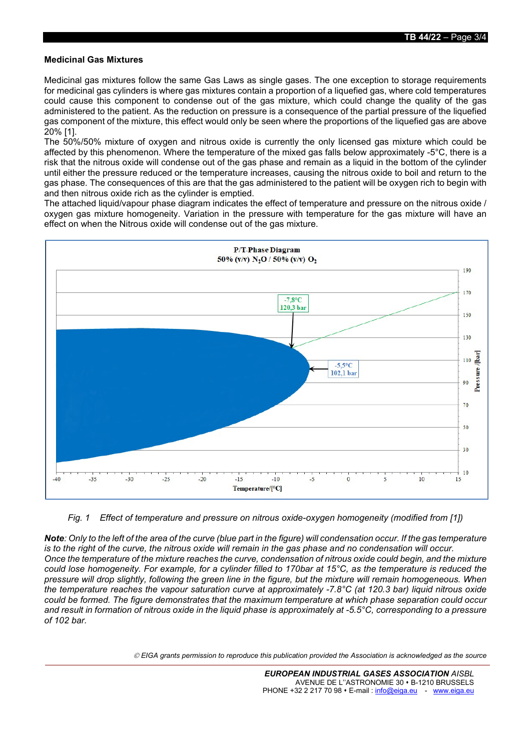## Medicinal Gas Mixtures

Medicinal gas mixtures follow the same Gas Laws as single gases. The one exception to storage requirements for medicinal gas cylinders is where gas mixtures contain a proportion of a liquefied gas, where cold temperatures could cause this component to condense out of the gas mixture, which could change the quality of the gas administered to the patient. As the reduction on pressure is a consequence of the partial pressure of the liquefied gas component of the mixture, this effect would only be seen where the proportions of the liquefied gas are above 20% [1].

The 50%/50% mixture of oxygen and nitrous oxide is currently the only licensed gas mixture which could be affected by this phenomenon. Where the temperature of the mixed gas falls below approximately -5°C, there is a risk that the nitrous oxide will condense out of the gas phase and remain as a liquid in the bottom of the cylinder until either the pressure reduced or the temperature increases, causing the nitrous oxide to boil and return to the gas phase. The consequences of this are that the gas administered to the patient will be oxygen rich to begin with and then nitrous oxide rich as the cylinder is emptied.

The attached liquid/vapour phase diagram indicates the effect of temperature and pressure on the nitrous oxide / oxygen gas mixture homogeneity. Variation in the pressure with temperature for the gas mixture will have an effect on when the Nitrous oxide will condense out of the gas mixture.

*Fig. 1 Effect of temperature and pressure on nitrous oxide-oxygen homogeneity (modified from [1])*

***Note**: Only to the left of the area of the curve (blue part in the figure) will condensation occur. If the gas temperature is to the right of the curve, the nitrous oxide will remain in the gas phase and no condensation will occur.*

*Once the temperature of the mixture reaches the curve, condensation of nitrous oxide could begin, and the mixture could lose homogeneity. For example, for a cylinder filled to 170bar at 15°C, as the temperature is reduced the pressure will drop slightly, following the green line in the figure, but the mixture will remain homogeneous. When the temperature reaches the vapour saturation curve at approximately -7.8°C (at 120.3 bar) liquid nitrous oxide could be formed. The figure demonstrates that the maximum temperature at which phase separation could occur and result in formation of nitrous oxide in the liquid phase is approximately at -5.5°C, corresponding to a pressure of 102 bar.*

*© EIGA grants permission to reproduce this publication provided the Association is acknowledged as the source*

***EUROPEAN INDUSTRIAL GASES ASSOCIATION** AISBL*
AVENUE DE L'ASTRONOMIE 30 • B-1210 BRUSSELS
PHONE +32 2 217 70 98 • E-mail : info@eiga.eu - www.eiga.eu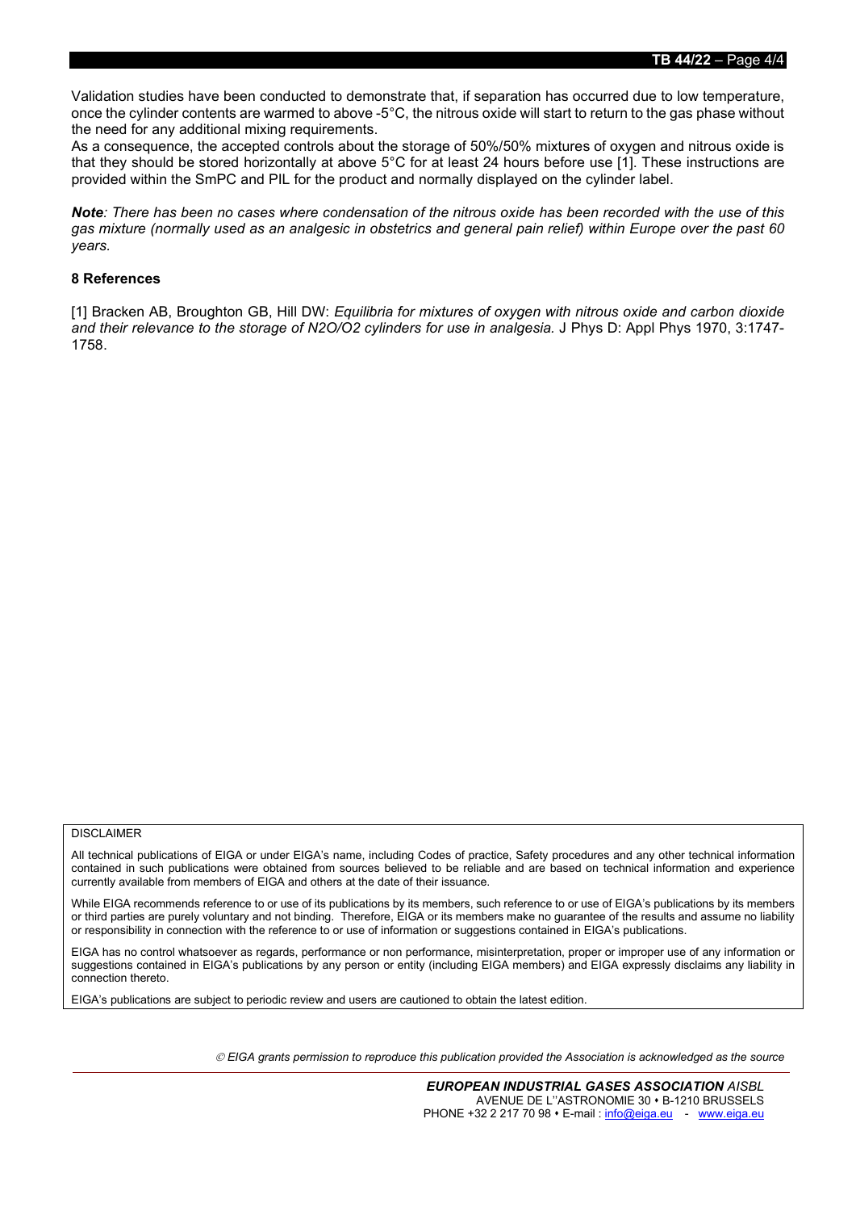Validation studies have been conducted to demonstrate that, if separation has occurred due to low temperature, once the cylinder contents are warmed to above -5°C, the nitrous oxide will start to return to the gas phase without the need for any additional mixing requirements.
As a consequence, the accepted controls about the storage of 50%/50% mixtures of oxygen and nitrous oxide is that they should be stored horizontally at above 5°C for at least 24 hours before use [1]. These instructions are provided within the SmPC and PIL for the product and normally displayed on the cylinder label.

***Note****: There has been no cases where condensation of the nitrous oxide has been recorded with the use of this gas mixture (normally used as an analgesic in obstetrics and general pain relief) within Europe over the past 60 years.*

### 8 References

[1] Bracken AB, Broughton GB, Hill DW: *Equilibria for mixtures of oxygen with nitrous oxide and carbon dioxide and their relevance to the storage of N2O/O2 cylinders for use in analgesia.* J Phys D: Appl Phys 1970, 3:1747-1758.

DISCLAIMER

All technical publications of EIGA or under EIGA's name, including Codes of practice, Safety procedures and any other technical information contained in such publications were obtained from sources believed to be reliable and are based on technical information and experience currently available from members of EIGA and others at the date of their issuance.

While EIGA recommends reference to or use of its publications by its members, such reference to or use of EIGA's publications by its members or third parties are purely voluntary and not binding. Therefore, EIGA or its members make no guarantee of the results and assume no liability or responsibility in connection with the reference to or use of information or suggestions contained in EIGA's publications.

EIGA has no control whatsoever as regards, performance or non performance, misinterpretation, proper or improper use of any information or suggestions contained in EIGA's publications by any person or entity (including EIGA members) and EIGA expressly disclaims any liability in connection thereto.

EIGA's publications are subject to periodic review and users are cautioned to obtain the latest edition.

*© EIGA grants permission to reproduce this publication provided the Association is acknowledged as the source*

***EUROPEAN INDUSTRIAL GASES ASSOCIATION*** *AISBL*
AVENUE DE L''ASTRONOMIE 30 • B-1210 BRUSSELS
PHONE +32 2 217 70 98 • E-mail : info@eiga.eu - www.eiga.eu